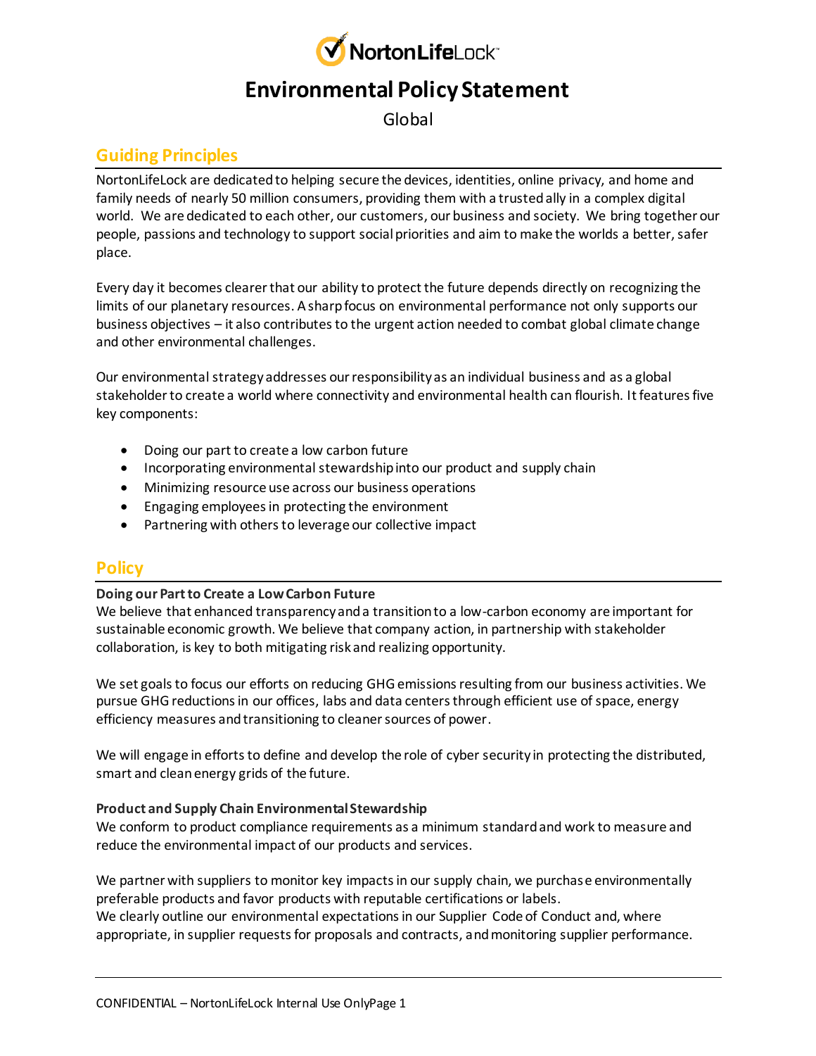NortonLifeLock

# Environmental Policy Statement

Global

## Guiding Principles

NortonLifeLock are dedicated to helping secure the devices, identities, online privacy, and home and family needs of nearly 50 million consumers, providing them with a trusted ally in a complex digital world. We are dedicated to each other, our customers, our business and society. We bring together our people, passions and technology to support social priorities and aim to make the worlds a better, safer place.

Every day it becomes clearer that our ability to protect the future depends directly on recognizing the limits of our planetary resources. A sharp focus on environmental performance not only supports our business objectives – it also contributes to the urgent action needed to combat global climate change and other environmental challenges.

Our environmental strategy addresses our responsibility as an individual business and as a global stakeholder to create a world where connectivity and environmental health can flourish. It features five key components:

- Doing our part to create a low carbon future
- Incorporating environmental stewardship into our product and supply chain
- Minimizing resource use across our business operations
- Engaging employees in protecting the environment
- Partnering with others to leverage our collective impact

## Policy

**Doing our Part to Create a Low Carbon Future**

We believe that enhanced transparency and a transition to a low-carbon economy are important for sustainable economic growth. We believe that company action, in partnership with stakeholder collaboration, is key to both mitigating risk and realizing opportunity.

We set goals to focus our efforts on reducing GHG emissions resulting from our business activities. We pursue GHG reductions in our offices, labs and data centers through efficient use of space, energy efficiency measures and transitioning to cleaner sources of power.

We will engage in efforts to define and develop the role of cyber security in protecting the distributed, smart and clean energy grids of the future.

**Product and Supply Chain Environmental Stewardship**

We conform to product compliance requirements as a minimum standard and work to measure and reduce the environmental impact of our products and services.

We partner with suppliers to monitor key impacts in our supply chain, we purchase environmentally preferable products and favor products with reputable certifications or labels.
We clearly outline our environmental expectations in our Supplier Code of Conduct and, where appropriate, in supplier requests for proposals and contracts, and monitoring supplier performance.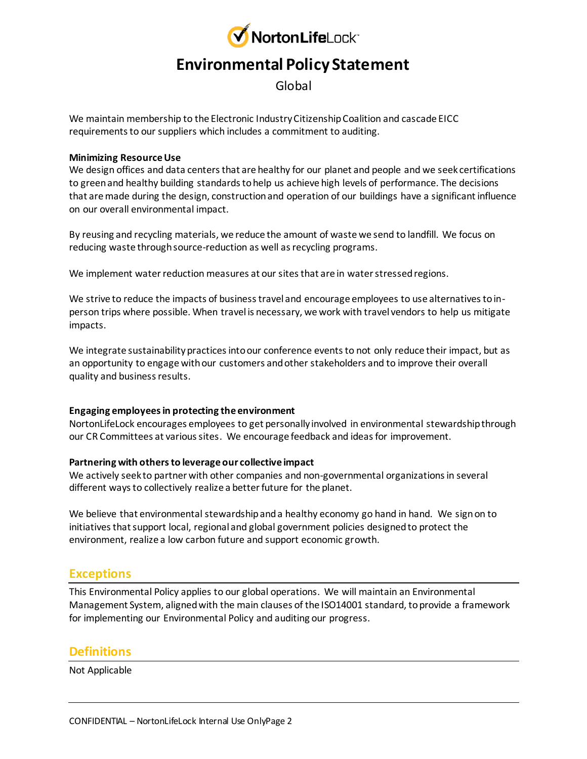# Environmental Policy Statement

Global

We maintain membership to the Electronic Industry Citizenship Coalition and cascade EICC requirements to our suppliers which includes a commitment to auditing.

**Minimizing Resource Use**

We design offices and data centers that are healthy for our planet and people and we seek certifications to green and healthy building standards to help us achieve high levels of performance. The decisions that are made during the design, construction and operation of our buildings have a significant influence on our overall environmental impact.

By reusing and recycling materials, we reduce the amount of waste we send to landfill. We focus on reducing waste through source-reduction as well as recycling programs.

We implement water reduction measures at our sites that are in water stressed regions.

We strive to reduce the impacts of business travel and encourage employees to use alternatives to in-person trips where possible. When travel is necessary, we work with travel vendors to help us mitigate impacts.

We integrate sustainability practices into our conference events to not only reduce their impact, but as an opportunity to engage with our customers and other stakeholders and to improve their overall quality and business results.

**Engaging employees in protecting the environment**

NortonLifeLock encourages employees to get personally involved in environmental stewardship through our CR Committees at various sites. We encourage feedback and ideas for improvement.

**Partnering with others to leverage our collective impact**

We actively seek to partner with other companies and non-governmental organizations in several different ways to collectively realize a better future for the planet.

We believe that environmental stewardship and a healthy economy go hand in hand. We sign on to initiatives that support local, regional and global government policies designed to protect the environment, realize a low carbon future and support economic growth.

## Exceptions

This Environmental Policy applies to our global operations. We will maintain an Environmental Management System, aligned with the main clauses of the ISO14001 standard, to provide a framework for implementing our Environmental Policy and auditing our progress.

## Definitions

Not Applicable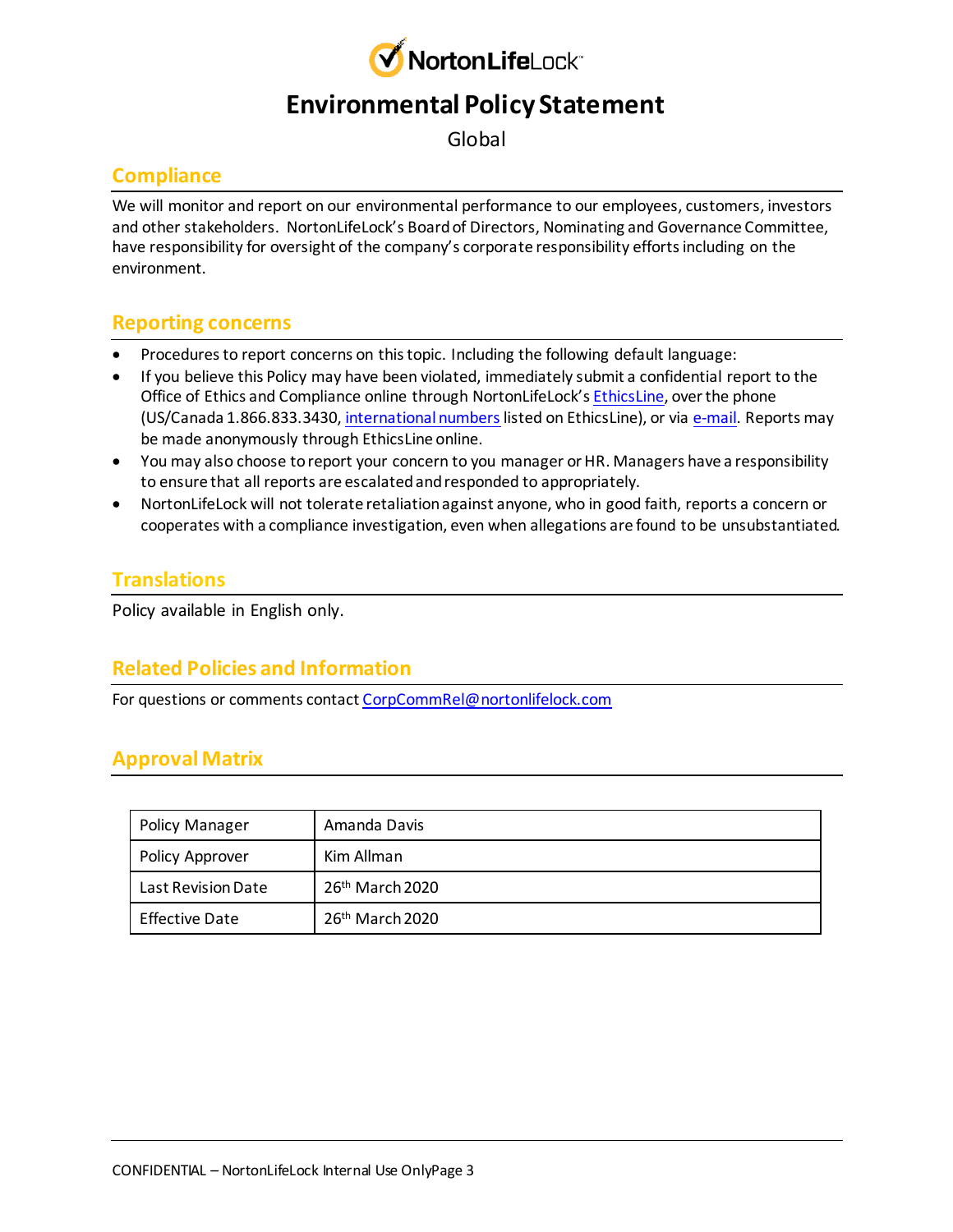# Environmental Policy Statement

Global

## Compliance

We will monitor and report on our environmental performance to our employees, customers, investors and other stakeholders. NortonLifeLock's Board of Directors, Nominating and Governance Committee, have responsibility for oversight of the company's corporate responsibility efforts including on the environment.

## Reporting concerns

- Procedures to report concerns on this topic. Including the following default language:
- If you believe this Policy may have been violated, immediately submit a confidential report to the Office of Ethics and Compliance online through NortonLifeLock's EthicsLine, over the phone (US/Canada 1.866.833.3430, international numbers listed on EthicsLine), or via e-mail. Reports may be made anonymously through EthicsLine online.
- You may also choose to report your concern to you manager or HR. Managers have a responsibility to ensure that all reports are escalated and responded to appropriately.
- NortonLifeLock will not tolerate retaliation against anyone, who in good faith, reports a concern or cooperates with a compliance investigation, even when allegations are found to be unsubstantiated.

## Translations

Policy available in English only.

## Related Policies and Information

For questions or comments contact CorpCommRel@nortonlifelock.com

## Approval Matrix

| | |
|---|---|
| Policy Manager | Amanda Davis |
| Policy Approver | Kim Allman |
| Last Revision Date | 26th March 2020 |
| Effective Date | 26th March 2020 |

CONFIDENTIAL – NortonLifeLock Internal Use Only